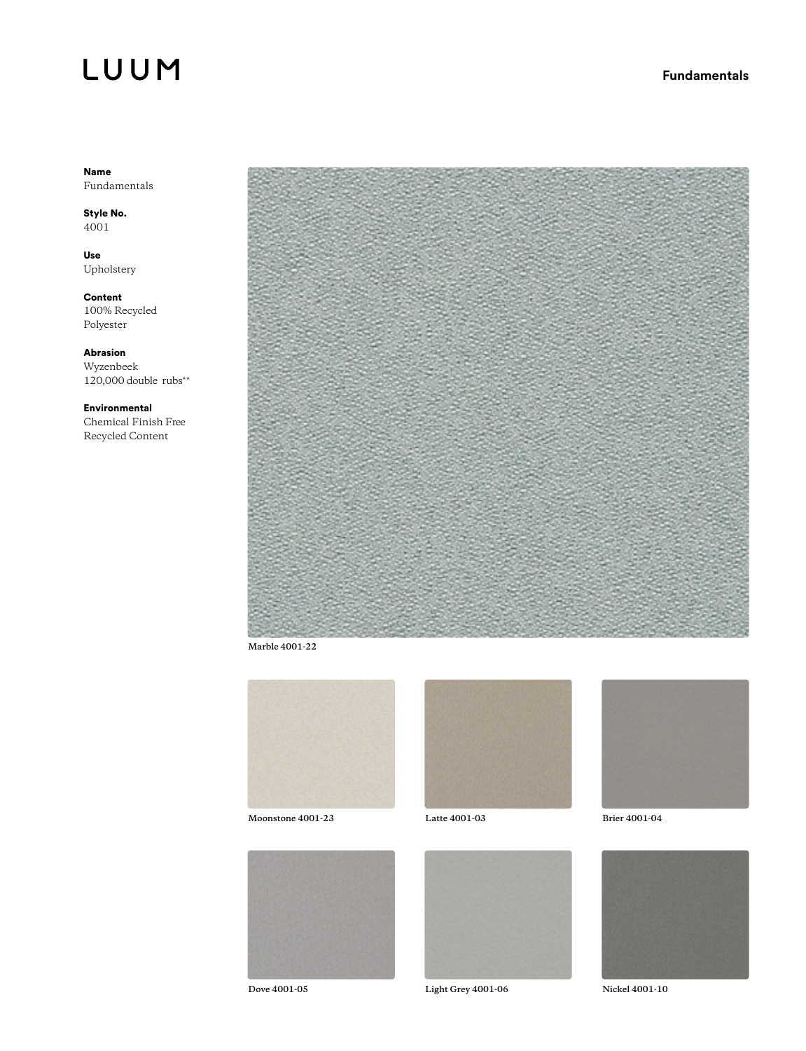LUUM

**Fundamentals**

**Name**
Fundamentals

**Style No.**
4001

**Use**
Upholstery

**Content**
100% Recycled Polyester

**Abrasion**
Wyzenbeek
120,000 double rubs**

**Environmental**
Chemical Finish Free
Recycled Content

Marble 4001-22

Moonstone 4001-23

Latte 4001-03

Brier 4001-04

Dove 4001-05

Light Grey 4001-06

Nickel 4001-10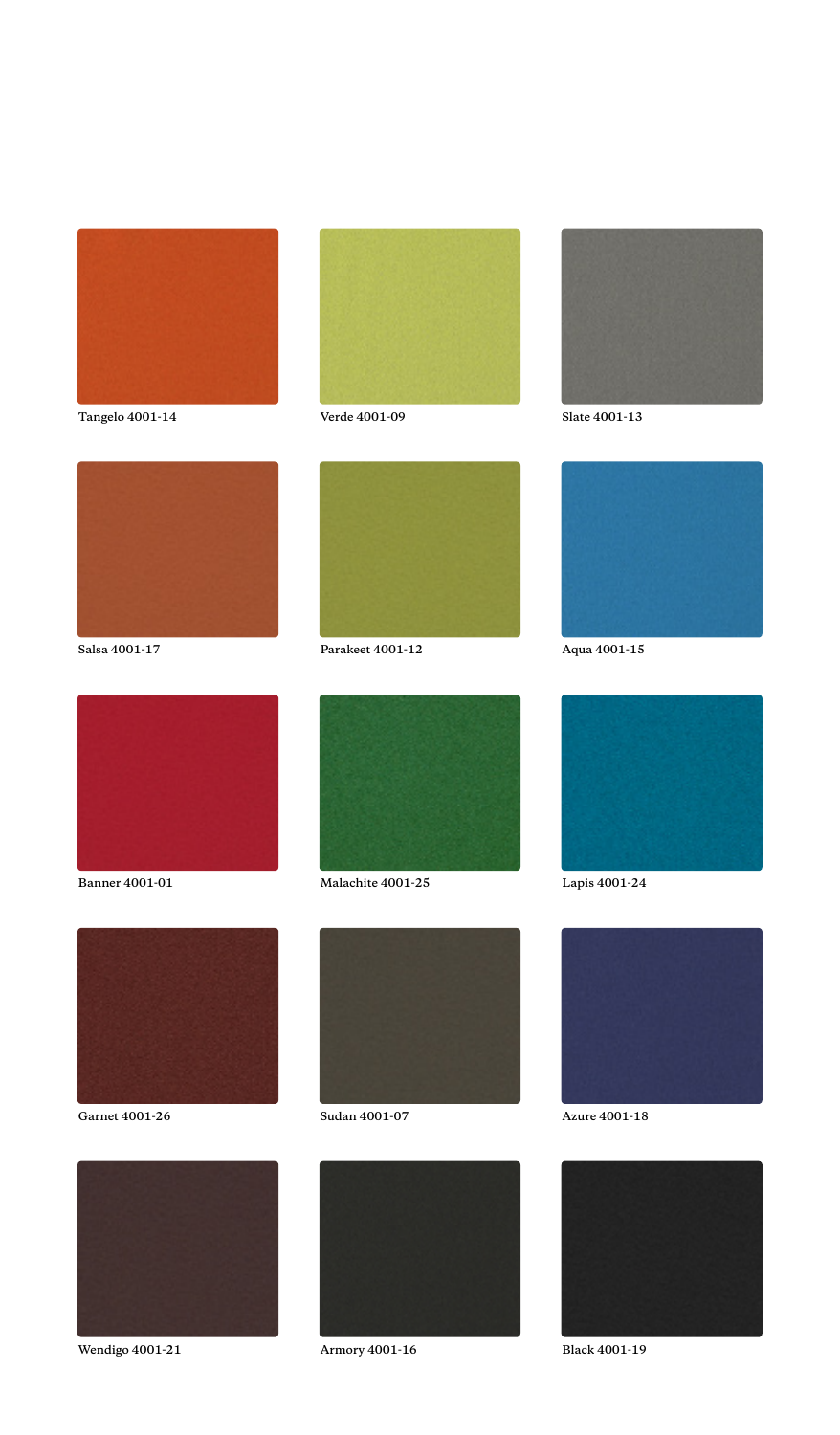Tangelo 4001-14

Verde 4001-09

Slate 4001-13

Salsa 4001-17

Parakeet 4001-12

Aqua 4001-15

Banner 4001-01

Malachite 4001-25

Lapis 4001-24

Garnet 4001-26

Sudan 4001-07

Azure 4001-18

Wendigo 4001-21

Armory 4001-16

Black 4001-19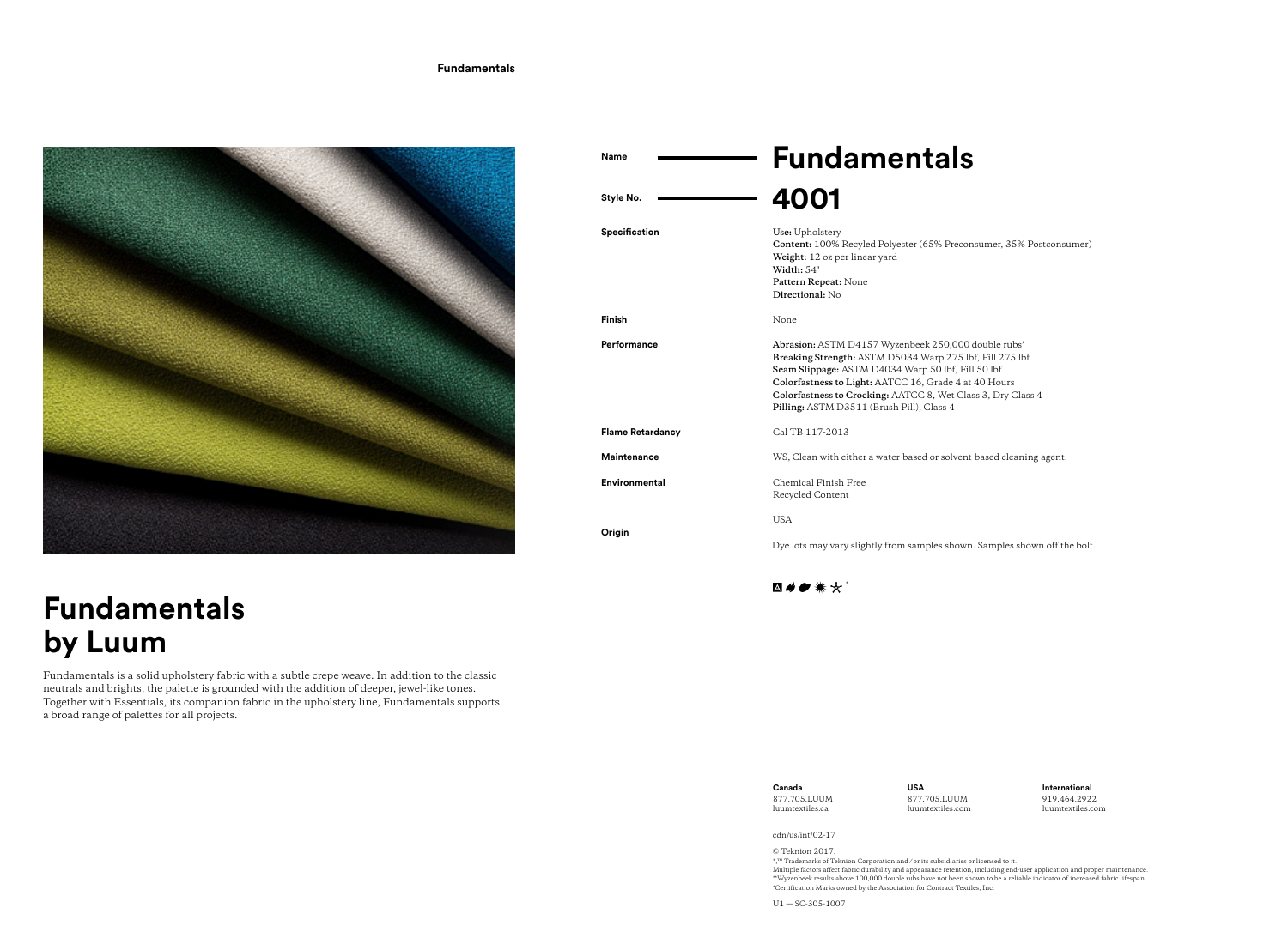# Fundamentals by Luum

Fundamentals is a solid upholstery fabric with a subtle crepe weave. In addition to the classic neutrals and brights, the palette is grounded with the addition of deeper, jewel-like tones. Together with Essentials, its companion fabric in the upholstery line, Fundamentals supports a broad range of palettes for all projects.

| | |
|---|---|
| **Name** | **Fundamentals** |
| **Style No.** | **4001** |
| **Specification** | **Use:** Upholstery<br>**Content:** 100% Recyled Polyester (65% Preconsumer, 35% Postconsumer)<br>**Weight:** 12 oz per linear yard<br>**Width:** 54"<br>**Pattern Repeat:** None<br>**Directional:** No |
| **Finish** | None |
| **Performance** | **Abrasion:** ASTM D4157 Wyzenbeek 250,000 double rubs*<br>**Breaking Strength:** ASTM D5034 Warp 275 lbf, Fill 275 lbf<br>**Seam Slippage:** ASTM D4034 Warp 50 lbf, Fill 50 lbf<br>**Colorfastness to Light:** AATCC 16, Grade 4 at 40 Hours<br>**Colorfastness to Crocking:** AATCC 8, Wet Class 3, Dry Class 4<br>**Pilling:** ASTM D3511 (Brush Pill), Class 4 |
| **Flame Retardancy** | Cal TB 117-2013 |
| **Maintenance** | WS, Clean with either a water-based or solvent-based cleaning agent. |
| **Environmental** | Chemical Finish Free<br>Recycled Content |
| **Origin** | USA<br><br>Dye lots may vary slightly from samples shown. Samples shown off the bolt. |

**Canada**
877.705.LUUM
luumtextiles.ca

**USA**
877.705.LUUM
luumtextiles.com

**International**
919.464.2922
luumtextiles.com

cdn/us/int/02-17

© Teknion 2017.
*,™ Trademarks of Teknion Corporation and / or its subsidiaries or licensed to it.
Multiple factors affect fabric durability and appearance retention, including end-user application and proper maintenance.
**Wyzenbeek results above 100,000 double rubs have not been shown to be a reliable indicator of increased fabric lifespan.
*Certification Marks owned by the Association for Contract Textiles, Inc.

U1 — SC-305-1007